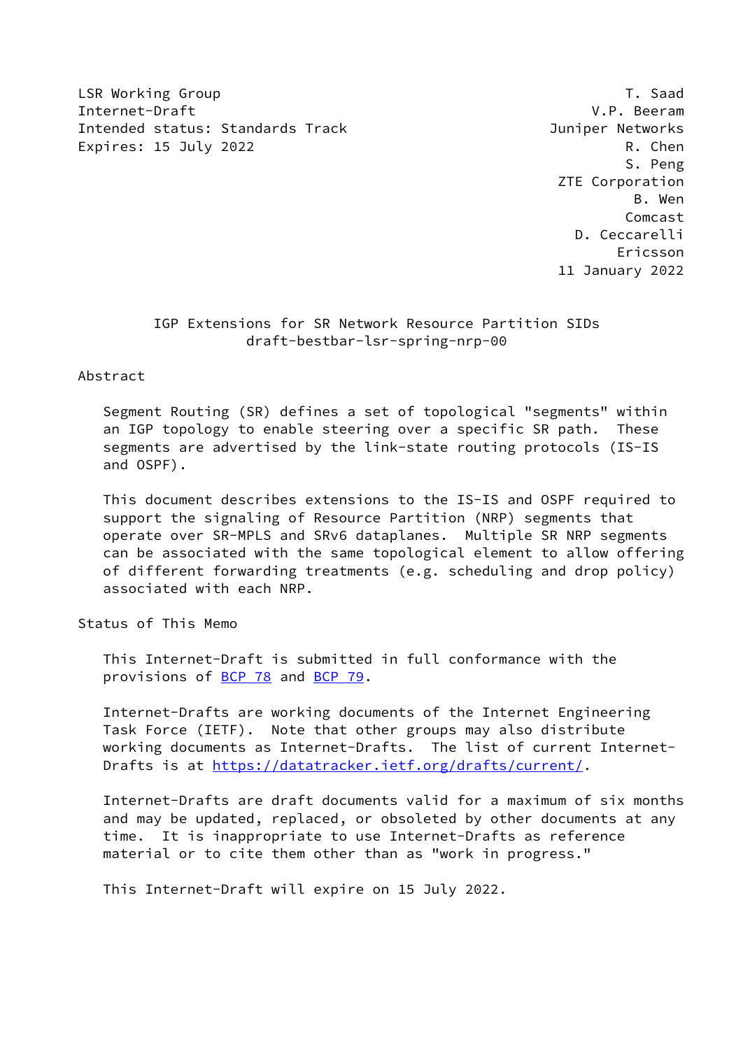LSR Working Group  
Internet-Draft  
Intended status: Standards Track  
Expires: 15 July 2022

T. Saad  
V.P. Beeram  
Juniper Networks  
R. Chen  
S. Peng  
ZTE Corporation  
B. Wen  
Comcast  
D. Ceccarelli  
Ericsson  
11 January 2022

# IGP Extensions for SR Network Resource Partition SIDs

draft-bestbar-lsr-spring-nrp-00

## Abstract

Segment Routing (SR) defines a set of topological "segments" within an IGP topology to enable steering over a specific SR path. These segments are advertised by the link-state routing protocols (IS-IS and OSPF).

This document describes extensions to the IS-IS and OSPF required to support the signaling of Resource Partition (NRP) segments that operate over SR-MPLS and SRv6 dataplanes. Multiple SR NRP segments can be associated with the same topological element to allow offering of different forwarding treatments (e.g. scheduling and drop policy) associated with each NRP.

## Status of This Memo

This Internet-Draft is submitted in full conformance with the provisions of BCP 78 and BCP 79.

Internet-Drafts are working documents of the Internet Engineering Task Force (IETF). Note that other groups may also distribute working documents as Internet-Drafts. The list of current Internet-Drafts is at https://datatracker.ietf.org/drafts/current/.

Internet-Drafts are draft documents valid for a maximum of six months and may be updated, replaced, or obsoleted by other documents at any time. It is inappropriate to use Internet-Drafts as reference material or to cite them other than as "work in progress."

This Internet-Draft will expire on 15 July 2022.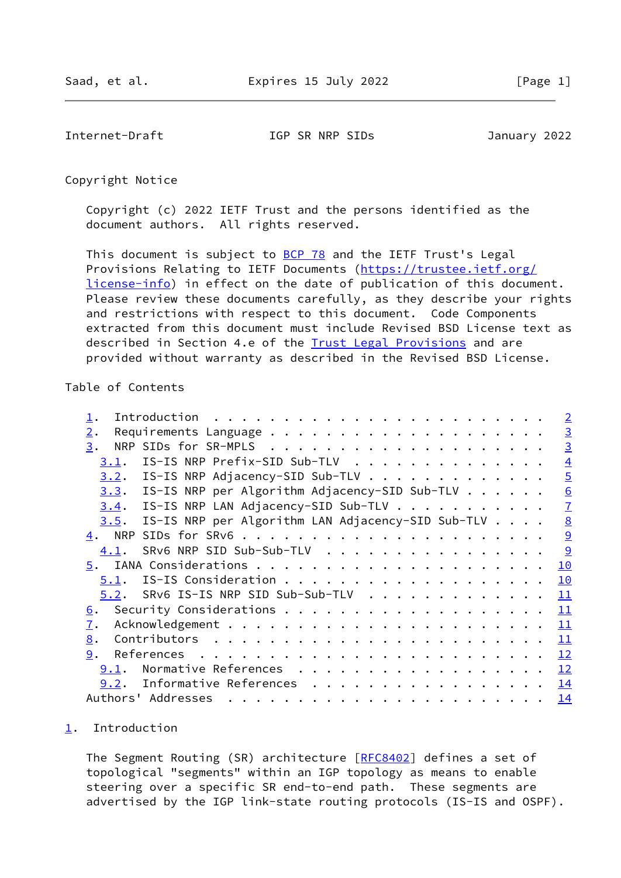## Copyright Notice

Copyright (c) 2022 IETF Trust and the persons identified as the document authors. All rights reserved.

This document is subject to BCP 78 and the IETF Trust's Legal Provisions Relating to IETF Documents (https://trustee.ietf.org/license-info) in effect on the date of publication of this document. Please review these documents carefully, as they describe your rights and restrictions with respect to this document. Code Components extracted from this document must include Revised BSD License text as described in Section 4.e of the Trust Legal Provisions and are provided without warranty as described in the Revised BSD License.

## Table of Contents

```
1.  Introduction  . . . . . . . . . . . . . . . . . . . . . . . .   2
2.  Requirements Language . . . . . . . . . . . . . . . . . . . .   3
3.  NRP SIDs for SR-MPLS  . . . . . . . . . . . . . . . . . . . .   3
  3.1.  IS-IS NRP Prefix-SID Sub-TLV  . . . . . . . . . . . . . .   4
  3.2.  IS-IS NRP Adjacency-SID Sub-TLV . . . . . . . . . . . . .   5
  3.3.  IS-IS NRP per Algorithm Adjacency-SID Sub-TLV . . . . . .   6
  3.4.  IS-IS NRP LAN Adjacency-SID Sub-TLV . . . . . . . . . . .   7
  3.5.  IS-IS NRP per Algorithm LAN Adjacency-SID Sub-TLV . . . .   8
4.  NRP SIDs for SRv6 . . . . . . . . . . . . . . . . . . . . . .   9
  4.1.  SRv6 NRP SID Sub-Sub-TLV  . . . . . . . . . . . . . . . .   9
5.  IANA Considerations . . . . . . . . . . . . . . . . . . . . .  10
  5.1.  IS-IS Consideration . . . . . . . . . . . . . . . . . . .  10
  5.2.  SRv6 IS-IS NRP SID Sub-Sub-TLV  . . . . . . . . . . . . .  11
6.  Security Considerations . . . . . . . . . . . . . . . . . . .  11
7.  Acknowledgement . . . . . . . . . . . . . . . . . . . . . . .  11
8.  Contributors  . . . . . . . . . . . . . . . . . . . . . . . .  11
9.  References  . . . . . . . . . . . . . . . . . . . . . . . . .  12
  9.1.  Normative References  . . . . . . . . . . . . . . . . . .  12
  9.2.  Informative References  . . . . . . . . . . . . . . . . .  14
Authors' Addresses  . . . . . . . . . . . . . . . . . . . . . . .  14
```

## 1. Introduction

The Segment Routing (SR) architecture [RFC8402] defines a set of topological "segments" within an IGP topology as means to enable steering over a specific SR end-to-end path. These segments are advertised by the IGP link-state routing protocols (IS-IS and OSPF).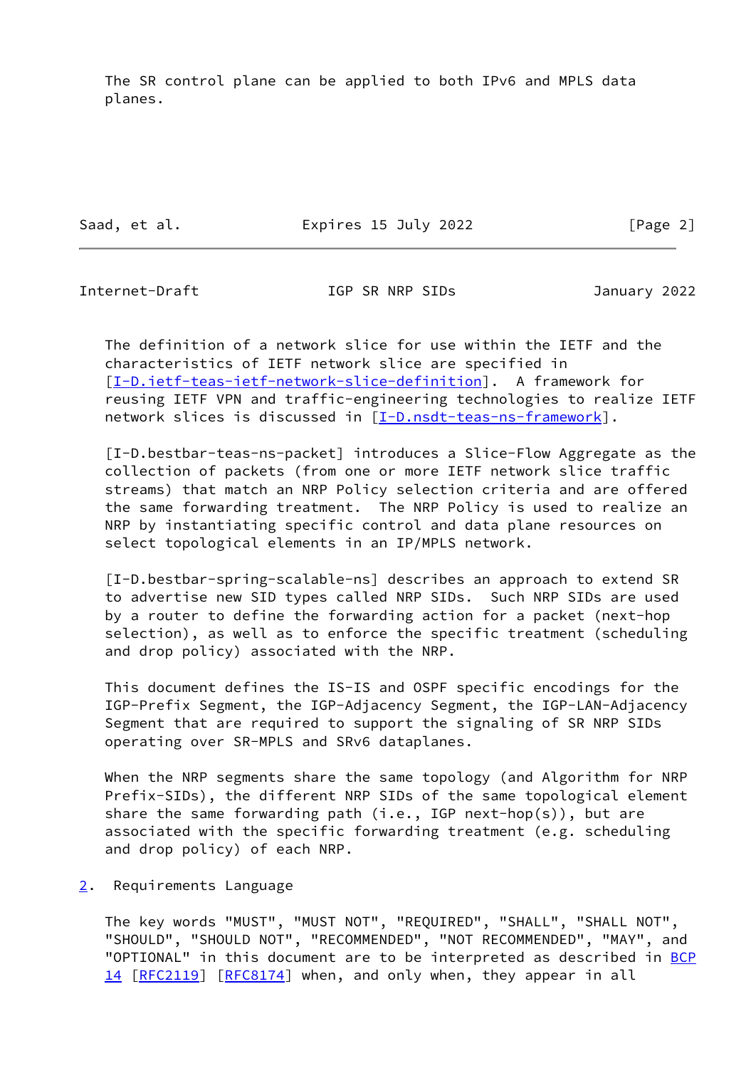The SR control plane can be applied to both IPv6 and MPLS data planes.

The definition of a network slice for use within the IETF and the characteristics of IETF network slice are specified in [I-D.ietf-teas-ietf-network-slice-definition]. A framework for reusing IETF VPN and traffic-engineering technologies to realize IETF network slices is discussed in [I-D.nsdt-teas-ns-framework].

[I-D.bestbar-teas-ns-packet] introduces a Slice-Flow Aggregate as the collection of packets (from one or more IETF network slice traffic streams) that match an NRP Policy selection criteria and are offered the same forwarding treatment. The NRP Policy is used to realize an NRP by instantiating specific control and data plane resources on select topological elements in an IP/MPLS network.

[I-D.bestbar-spring-scalable-ns] describes an approach to extend SR to advertise new SID types called NRP SIDs. Such NRP SIDs are used by a router to define the forwarding action for a packet (next-hop selection), as well as to enforce the specific treatment (scheduling and drop policy) associated with the NRP.

This document defines the IS-IS and OSPF specific encodings for the IGP-Prefix Segment, the IGP-Adjacency Segment, the IGP-LAN-Adjacency Segment that are required to support the signaling of SR NRP SIDs operating over SR-MPLS and SRv6 dataplanes.

When the NRP segments share the same topology (and Algorithm for NRP Prefix-SIDs), the different NRP SIDs of the same topological element share the same forwarding path (i.e., IGP next-hop(s)), but are associated with the specific forwarding treatment (e.g. scheduling and drop policy) of each NRP.

## 2. Requirements Language

The key words "MUST", "MUST NOT", "REQUIRED", "SHALL", "SHALL NOT", "SHOULD", "SHOULD NOT", "RECOMMENDED", "NOT RECOMMENDED", "MAY", and "OPTIONAL" in this document are to be interpreted as described in BCP 14 [RFC2119] [RFC8174] when, and only when, they appear in all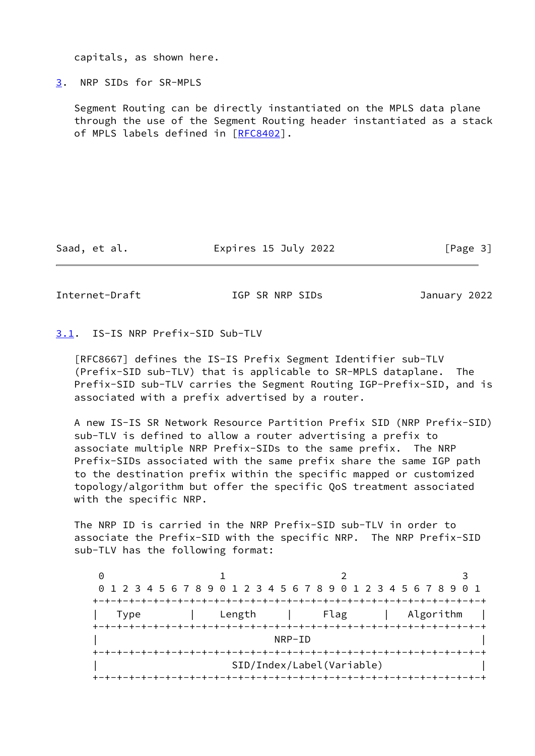capitals, as shown here.

## 3. NRP SIDs for SR-MPLS

Segment Routing can be directly instantiated on the MPLS data plane through the use of the Segment Routing header instantiated as a stack of MPLS labels defined in [RFC8402].

### 3.1. IS-IS NRP Prefix-SID Sub-TLV

[RFC8667] defines the IS-IS Prefix Segment Identifier sub-TLV (Prefix-SID sub-TLV) that is applicable to SR-MPLS dataplane. The Prefix-SID sub-TLV carries the Segment Routing IGP-Prefix-SID, and is associated with a prefix advertised by a router.

A new IS-IS SR Network Resource Partition Prefix SID (NRP Prefix-SID) sub-TLV is defined to allow a router advertising a prefix to associate multiple NRP Prefix-SIDs to the same prefix. The NRP Prefix-SIDs associated with the same prefix share the same IGP path to the destination prefix within the specific mapped or customized topology/algorithm but offer the specific QoS treatment associated with the specific NRP.

The NRP ID is carried in the NRP Prefix-SID sub-TLV in order to associate the Prefix-SID with the specific NRP. The NRP Prefix-SID sub-TLV has the following format:

```
 0                   1                   2                   3
 0 1 2 3 4 5 6 7 8 9 0 1 2 3 4 5 6 7 8 9 0 1 2 3 4 5 6 7 8 9 0 1
+-+-+-+-+-+-+-+-+-+-+-+-+-+-+-+-+-+-+-+-+-+-+-+-+-+-+-+-+-+-+-+-+
|   Type        |   Length      |     Flag      |   Algorithm   |
+-+-+-+-+-+-+-+-+-+-+-+-+-+-+-+-+-+-+-+-+-+-+-+-+-+-+-+-+-+-+-+-+
|                            NRP-ID                             |
+-+-+-+-+-+-+-+-+-+-+-+-+-+-+-+-+-+-+-+-+-+-+-+-+-+-+-+-+-+-+-+-+
|                   SID/Index/Label(Variable)                   |
+-+-+-+-+-+-+-+-+-+-+-+-+-+-+-+-+-+-+-+-+-+-+-+-+-+-+-+-+-+-+-+-+
```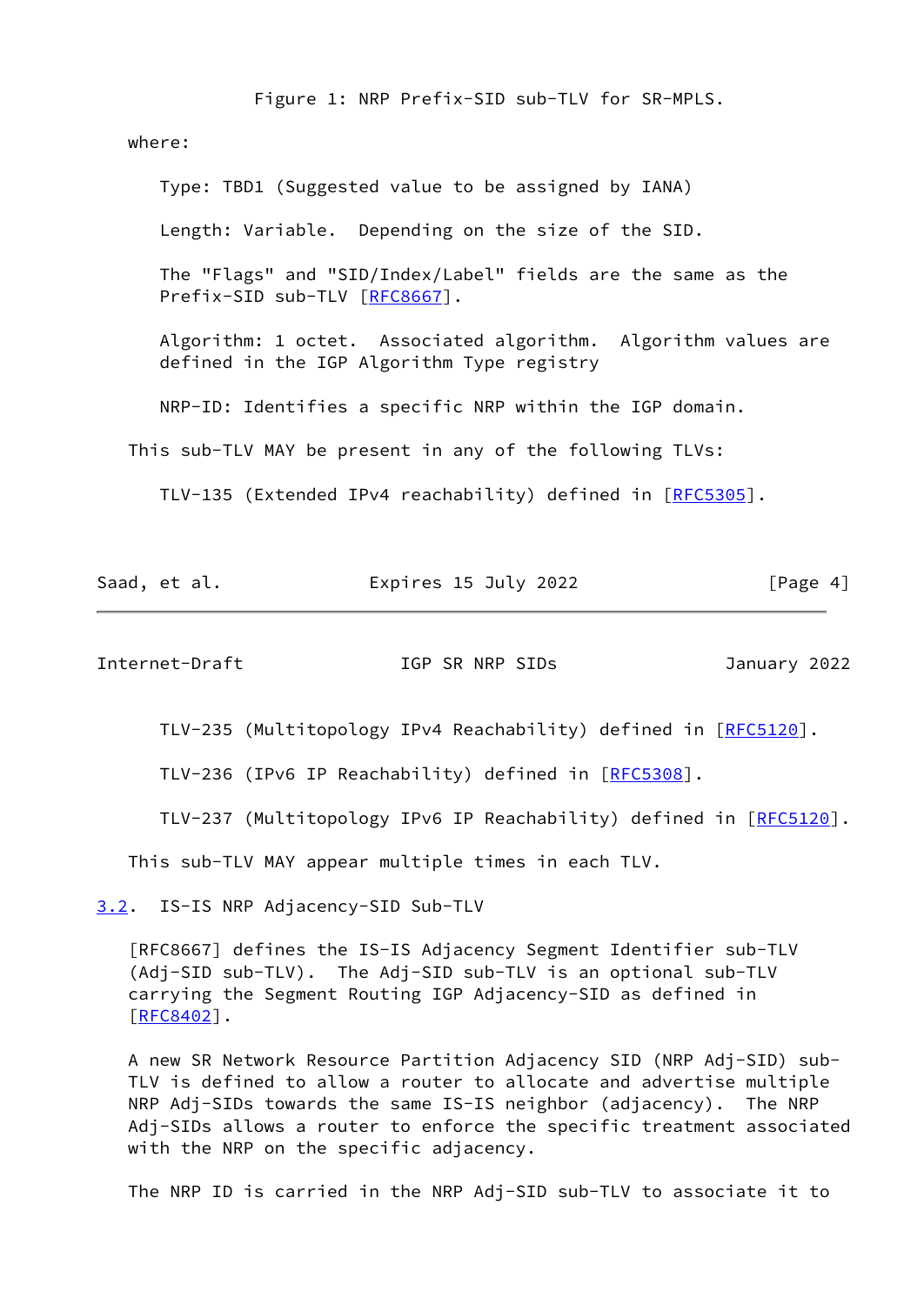Figure 1: NRP Prefix-SID sub-TLV for SR-MPLS.

where:

Type: TBD1 (Suggested value to be assigned by IANA)

Length: Variable. Depending on the size of the SID.

The "Flags" and "SID/Index/Label" fields are the same as the Prefix-SID sub-TLV [RFC8667].

Algorithm: 1 octet. Associated algorithm. Algorithm values are defined in the IGP Algorithm Type registry

NRP-ID: Identifies a specific NRP within the IGP domain.

This sub-TLV MAY be present in any of the following TLVs:

TLV-135 (Extended IPv4 reachability) defined in [RFC5305].

TLV-235 (Multitopology IPv4 Reachability) defined in [RFC5120].

TLV-236 (IPv6 IP Reachability) defined in [RFC5308].

TLV-237 (Multitopology IPv6 IP Reachability) defined in [RFC5120].

This sub-TLV MAY appear multiple times in each TLV.

### 3.2. IS-IS NRP Adjacency-SID Sub-TLV

[RFC8667] defines the IS-IS Adjacency Segment Identifier sub-TLV (Adj-SID sub-TLV). The Adj-SID sub-TLV is an optional sub-TLV carrying the Segment Routing IGP Adjacency-SID as defined in [RFC8402].

A new SR Network Resource Partition Adjacency SID (NRP Adj-SID) sub-TLV is defined to allow a router to allocate and advertise multiple NRP Adj-SIDs towards the same IS-IS neighbor (adjacency). The NRP Adj-SIDs allows a router to enforce the specific treatment associated with the NRP on the specific adjacency.

The NRP ID is carried in the NRP Adj-SID sub-TLV to associate it to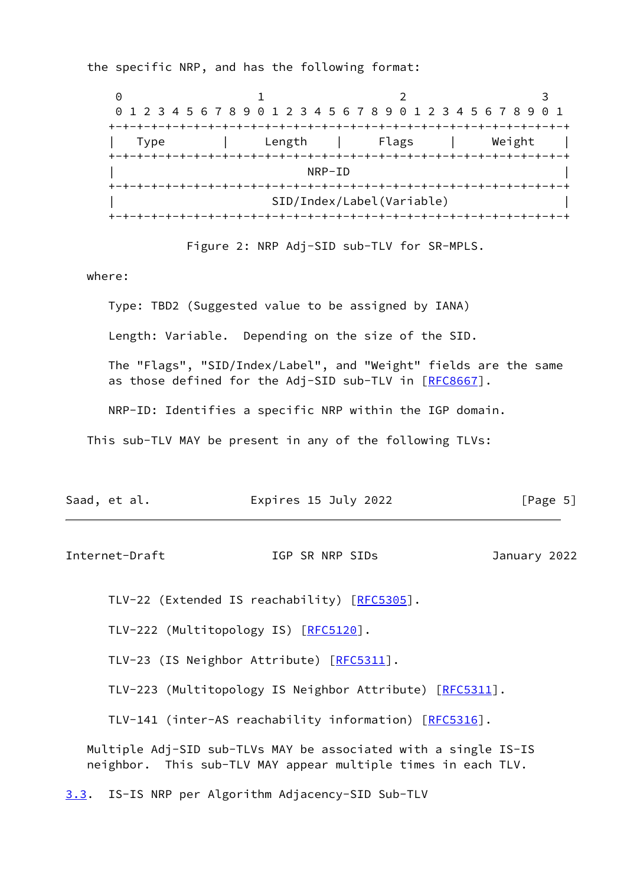the specific NRP, and has the following format:

```
 0                   1                   2                   3
 0 1 2 3 4 5 6 7 8 9 0 1 2 3 4 5 6 7 8 9 0 1 2 3 4 5 6 7 8 9 0 1
+-+-+-+-+-+-+-+-+-+-+-+-+-+-+-+-+-+-+-+-+-+-+-+-+-+-+-+-+-+-+-+-+
|   Type        |     Length    |     Flags     |     Weight    |
+-+-+-+-+-+-+-+-+-+-+-+-+-+-+-+-+-+-+-+-+-+-+-+-+-+-+-+-+-+-+-+-+
|                              NRP-ID                           |
+-+-+-+-+-+-+-+-+-+-+-+-+-+-+-+-+-+-+-+-+-+-+-+-+-+-+-+-+-+-+-+-+
|                     SID/Index/Label(Variable)                 |
+-+-+-+-+-+-+-+-+-+-+-+-+-+-+-+-+-+-+-+-+-+-+-+-+-+-+-+-+-+-+-+-+
```

Figure 2: NRP Adj-SID sub-TLV for SR-MPLS.

where:

Type: TBD2 (Suggested value to be assigned by IANA)

Length: Variable. Depending on the size of the SID.

The "Flags", "SID/Index/Label", and "Weight" fields are the same as those defined for the Adj-SID sub-TLV in [RFC8667].

NRP-ID: Identifies a specific NRP within the IGP domain.

This sub-TLV MAY be present in any of the following TLVs:

TLV-22 (Extended IS reachability) [RFC5305].

TLV-222 (Multitopology IS) [RFC5120].

TLV-23 (IS Neighbor Attribute) [RFC5311].

TLV-223 (Multitopology IS Neighbor Attribute) [RFC5311].

TLV-141 (inter-AS reachability information) [RFC5316].

Multiple Adj-SID sub-TLVs MAY be associated with a single IS-IS neighbor. This sub-TLV MAY appear multiple times in each TLV.

### 3.3. IS-IS NRP per Algorithm Adjacency-SID Sub-TLV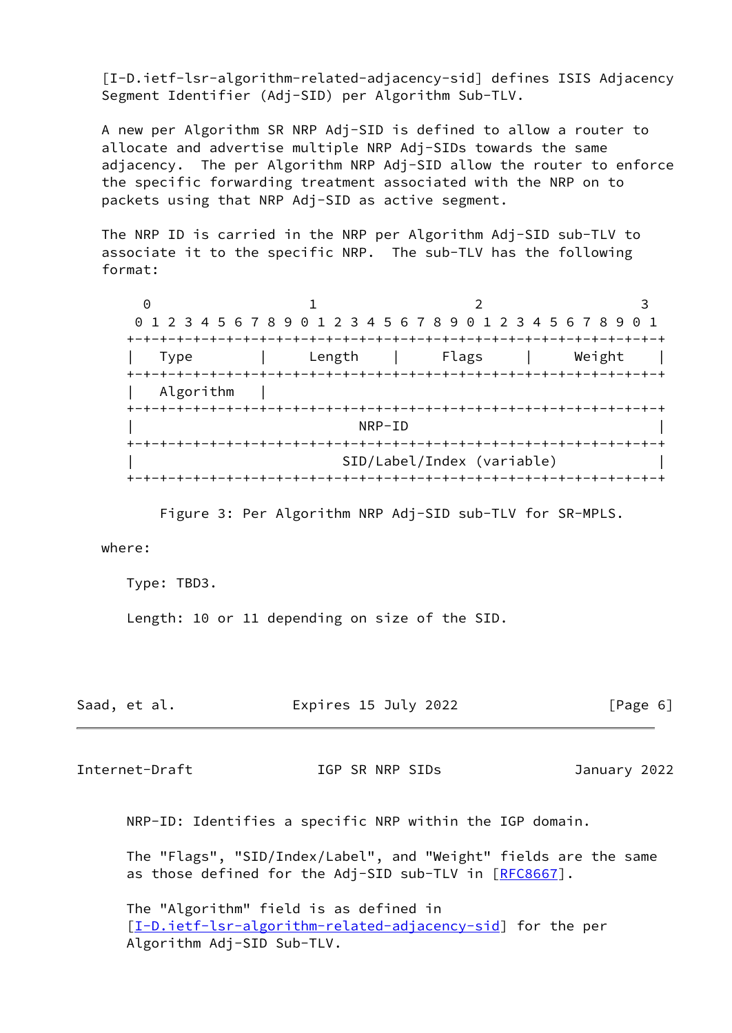[I-D.ietf-lsr-algorithm-related-adjacency-sid] defines ISIS Adjacency Segment Identifier (Adj-SID) per Algorithm Sub-TLV.

A new per Algorithm SR NRP Adj-SID is defined to allow a router to allocate and advertise multiple NRP Adj-SIDs towards the same adjacency. The per Algorithm NRP Adj-SID allow the router to enforce the specific forwarding treatment associated with the NRP on to packets using that NRP Adj-SID as active segment.

The NRP ID is carried in the NRP per Algorithm Adj-SID sub-TLV to associate it to the specific NRP. The sub-TLV has the following format:

```
 0                   1                   2                   3
 0 1 2 3 4 5 6 7 8 9 0 1 2 3 4 5 6 7 8 9 0 1 2 3 4 5 6 7 8 9 0 1
+-+-+-+-+-+-+-+-+-+-+-+-+-+-+-+-+-+-+-+-+-+-+-+-+-+-+-+-+-+-+-+-+
|   Type        |     Length    |     Flags     |     Weight    |
+-+-+-+-+-+-+-+-+-+-+-+-+-+-+-+-+-+-+-+-+-+-+-+-+-+-+-+-+-+-+-+-+
|   Algorithm   |
+-+-+-+-+-+-+-+-+-+-+-+-+-+-+-+-+-+-+-+-+-+-+-+-+-+-+-+-+-+-+-+-+
|                            NRP-ID                             |
+-+-+-+-+-+-+-+-+-+-+-+-+-+-+-+-+-+-+-+-+-+-+-+-+-+-+-+-+-+-+-+-+
|                     SID/Label/Index (variable)                |
+-+-+-+-+-+-+-+-+-+-+-+-+-+-+-+-+-+-+-+-+-+-+-+-+-+-+-+-+-+-+-+-+
```

Figure 3: Per Algorithm NRP Adj-SID sub-TLV for SR-MPLS.

where:

Type: TBD3.

Length: 10 or 11 depending on size of the SID.

NRP-ID: Identifies a specific NRP within the IGP domain.

The "Flags", "SID/Index/Label", and "Weight" fields are the same as those defined for the Adj-SID sub-TLV in [RFC8667].

The "Algorithm" field is as defined in [I-D.ietf-lsr-algorithm-related-adjacency-sid] for the per Algorithm Adj-SID Sub-TLV.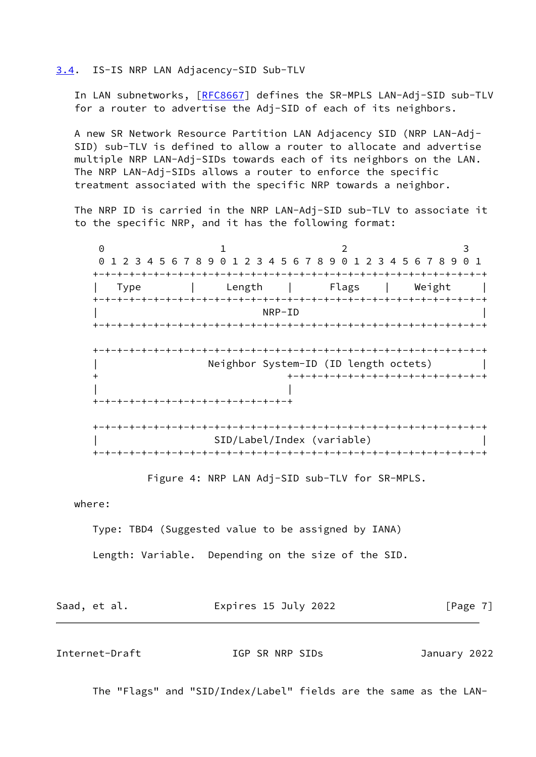### 3.4. IS-IS NRP LAN Adjacency-SID Sub-TLV

In LAN subnetworks, [RFC8667] defines the SR-MPLS LAN-Adj-SID sub-TLV for a router to advertise the Adj-SID of each of its neighbors.

A new SR Network Resource Partition LAN Adjacency SID (NRP LAN-Adj-SID) sub-TLV is defined to allow a router to allocate and advertise multiple NRP LAN-Adj-SIDs towards each of its neighbors on the LAN. The NRP LAN-Adj-SIDs allows a router to enforce the specific treatment associated with the specific NRP towards a neighbor.

The NRP ID is carried in the NRP LAN-Adj-SID sub-TLV to associate it to the specific NRP, and it has the following format:

```
 0                   1                   2                   3
 0 1 2 3 4 5 6 7 8 9 0 1 2 3 4 5 6 7 8 9 0 1 2 3 4 5 6 7 8 9 0 1
+-+-+-+-+-+-+-+-+-+-+-+-+-+-+-+-+-+-+-+-+-+-+-+-+-+-+-+-+-+-+-+-+
|   Type        |     Length    |       Flags   |     Weight    |
+-+-+-+-+-+-+-+-+-+-+-+-+-+-+-+-+-+-+-+-+-+-+-+-+-+-+-+-+-+-+-+-+
|                              NRP-ID                           |
+-+-+-+-+-+-+-+-+-+-+-+-+-+-+-+-+-+-+-+-+-+-+-+-+-+-+-+-+-+-+-+-+

+-+-+-+-+-+-+-+-+-+-+-+-+-+-+-+-+-+-+-+-+-+-+-+-+-+-+-+-+-+-+-+-+
|                 Neighbor System-ID (ID length octets)         |
+                               +-+-+-+-+-+-+-+-+-+-+-+-+-+-+-+-+
|                               |
+-+-+-+-+-+-+-+-+-+-+-+-+-+-+-+-+

+-+-+-+-+-+-+-+-+-+-+-+-+-+-+-+-+-+-+-+-+-+-+-+-+-+-+-+-+-+-+-+-+
|                   SID/Label/Index (variable)                  |
+-+-+-+-+-+-+-+-+-+-+-+-+-+-+-+-+-+-+-+-+-+-+-+-+-+-+-+-+-+-+-+-+
```

Figure 4: NRP LAN Adj-SID sub-TLV for SR-MPLS.

where:

Type: TBD4 (Suggested value to be assigned by IANA)

Length: Variable. Depending on the size of the SID.

The "Flags" and "SID/Index/Label" fields are the same as the LAN-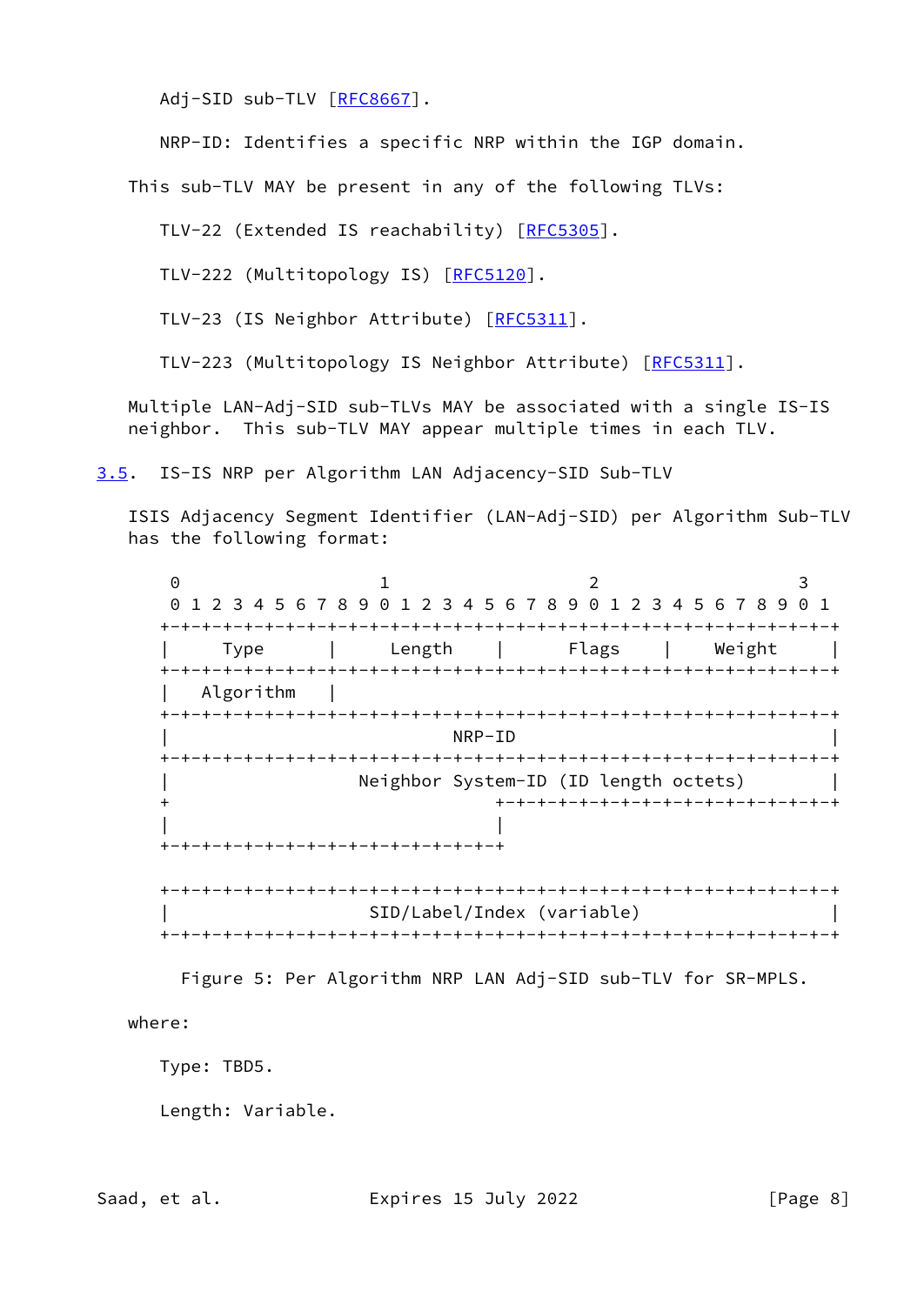Adj-SID sub-TLV [RFC8667].

NRP-ID: Identifies a specific NRP within the IGP domain.

This sub-TLV MAY be present in any of the following TLVs:

TLV-22 (Extended IS reachability) [RFC5305].

TLV-222 (Multitopology IS) [RFC5120].

TLV-23 (IS Neighbor Attribute) [RFC5311].

TLV-223 (Multitopology IS Neighbor Attribute) [RFC5311].

Multiple LAN-Adj-SID sub-TLVs MAY be associated with a single IS-IS neighbor. This sub-TLV MAY appear multiple times in each TLV.

### 3.5. IS-IS NRP per Algorithm LAN Adjacency-SID Sub-TLV

ISIS Adjacency Segment Identifier (LAN-Adj-SID) per Algorithm Sub-TLV has the following format:

```
 0                   1                   2                   3
 0 1 2 3 4 5 6 7 8 9 0 1 2 3 4 5 6 7 8 9 0 1 2 3 4 5 6 7 8 9 0 1
+-+-+-+-+-+-+-+-+-+-+-+-+-+-+-+-+-+-+-+-+-+-+-+-+-+-+-+-+-+-+-+-+
|     Type      |     Length    |     Flags     |     Weight    |
+-+-+-+-+-+-+-+-+-+-+-+-+-+-+-+-+-+-+-+-+-+-+-+-+-+-+-+-+-+-+-+-+
|   Algorithm   |
+-+-+-+-+-+-+-+-+-+-+-+-+-+-+-+-+-+-+-+-+-+-+-+-+-+-+-+-+-+-+-+-+
|                            NRP-ID                             |
+-+-+-+-+-+-+-+-+-+-+-+-+-+-+-+-+-+-+-+-+-+-+-+-+-+-+-+-+-+-+-+-+
|                Neighbor System-ID (ID length octets)          |
+                               +-+-+-+-+-+-+-+-+-+-+-+-+-+-+-+-+
|                               |
+-+-+-+-+-+-+-+-+-+-+-+-+-+-+-+-+

+-+-+-+-+-+-+-+-+-+-+-+-+-+-+-+-+-+-+-+-+-+-+-+-+-+-+-+-+-+-+-+-+
|                   SID/Label/Index (variable)                  |
+-+-+-+-+-+-+-+-+-+-+-+-+-+-+-+-+-+-+-+-+-+-+-+-+-+-+-+-+-+-+-+-+
```

Figure 5: Per Algorithm NRP LAN Adj-SID sub-TLV for SR-MPLS.

where:

Type: TBD5.

Length: Variable.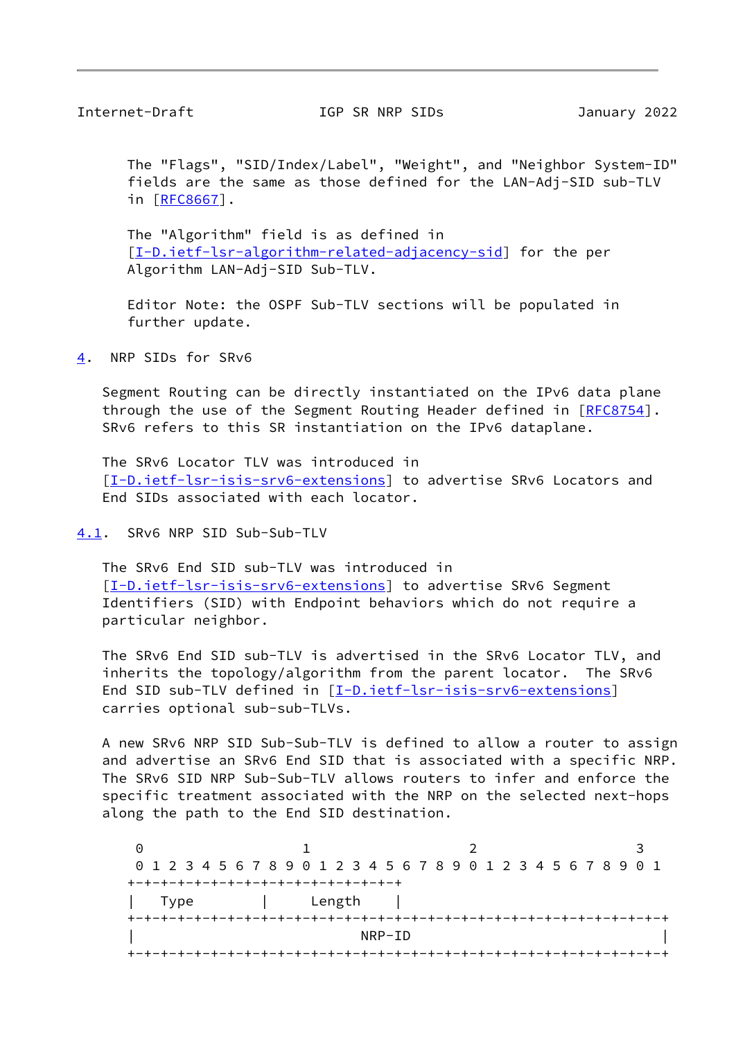The "Flags", "SID/Index/Label", "Weight", and "Neighbor System-ID" fields are the same as those defined for the LAN-Adj-SID sub-TLV in [RFC8667].

The "Algorithm" field is as defined in [I-D.ietf-lsr-algorithm-related-adjacency-sid] for the per Algorithm LAN-Adj-SID Sub-TLV.

Editor Note: the OSPF Sub-TLV sections will be populated in further update.

## 4. NRP SIDs for SRv6

Segment Routing can be directly instantiated on the IPv6 data plane through the use of the Segment Routing Header defined in [RFC8754]. SRv6 refers to this SR instantiation on the IPv6 dataplane.

The SRv6 Locator TLV was introduced in [I-D.ietf-lsr-isis-srv6-extensions] to advertise SRv6 Locators and End SIDs associated with each locator.

### 4.1. SRv6 NRP SID Sub-Sub-TLV

The SRv6 End SID sub-TLV was introduced in [I-D.ietf-lsr-isis-srv6-extensions] to advertise SRv6 Segment Identifiers (SID) with Endpoint behaviors which do not require a particular neighbor.

The SRv6 End SID sub-TLV is advertised in the SRv6 Locator TLV, and inherits the topology/algorithm from the parent locator. The SRv6 End SID sub-TLV defined in [I-D.ietf-lsr-isis-srv6-extensions] carries optional sub-sub-TLVs.

A new SRv6 NRP SID Sub-Sub-TLV is defined to allow a router to assign and advertise an SRv6 End SID that is associated with a specific NRP. The SRv6 SID NRP Sub-Sub-TLV allows routers to infer and enforce the specific treatment associated with the NRP on the selected next-hops along the path to the End SID destination.

```
 0                   1                   2                   3
 0 1 2 3 4 5 6 7 8 9 0 1 2 3 4 5 6 7 8 9 0 1 2 3 4 5 6 7 8 9 0 1
+-+-+-+-+-+-+-+-+-+-+-+-+-+-+-+-+
|   Type        |     Length    |
+-+-+-+-+-+-+-+-+-+-+-+-+-+-+-+-+-+-+-+-+-+-+-+-+-+-+-+-+-+-+-+-+
|                            NRP-ID                             |
+-+-+-+-+-+-+-+-+-+-+-+-+-+-+-+-+-+-+-+-+-+-+-+-+-+-+-+-+-+-+-+-+
```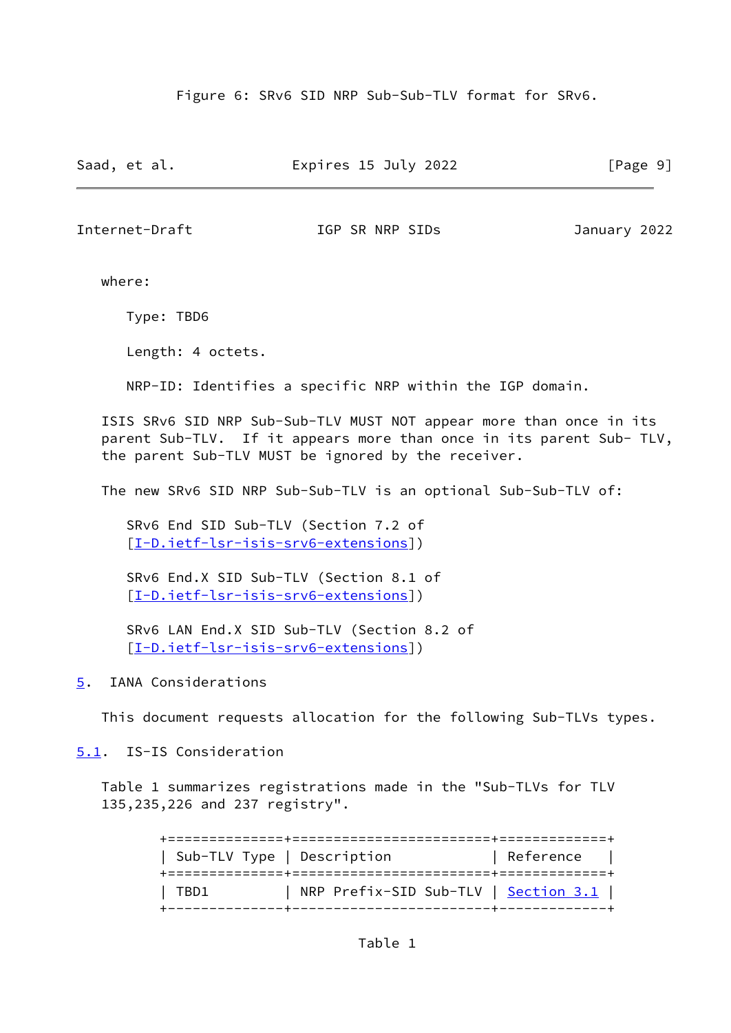Figure 6: SRv6 SID NRP Sub-Sub-TLV format for SRv6.

where:

Type: TBD6

Length: 4 octets.

NRP-ID: Identifies a specific NRP within the IGP domain.

ISIS SRv6 SID NRP Sub-Sub-TLV MUST NOT appear more than once in its parent Sub-TLV. If it appears more than once in its parent Sub- TLV, the parent Sub-TLV MUST be ignored by the receiver.

The new SRv6 SID NRP Sub-Sub-TLV is an optional Sub-Sub-TLV of:

SRv6 End SID Sub-TLV (Section 7.2 of [I-D.ietf-lsr-isis-srv6-extensions])

SRv6 End.X SID Sub-TLV (Section 8.1 of [I-D.ietf-lsr-isis-srv6-extensions])

SRv6 LAN End.X SID Sub-TLV (Section 8.2 of [I-D.ietf-lsr-isis-srv6-extensions])

## 5. IANA Considerations

This document requests allocation for the following Sub-TLVs types.

### 5.1. IS-IS Consideration

Table 1 summarizes registrations made in the "Sub-TLVs for TLV 135,235,226 and 237 registry".

| Sub-TLV Type | Description | Reference |
|---|---|---|
| TBD1 | NRP Prefix-SID Sub-TLV | Section 3.1 |

Table 1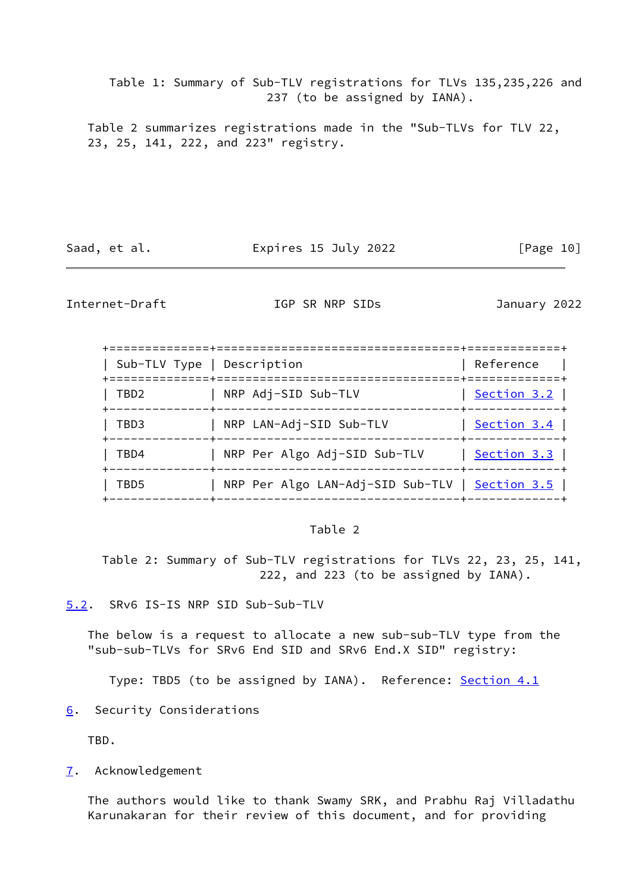Table 1: Summary of Sub-TLV registrations for TLVs 135,235,226 and 237 (to be assigned by IANA).

Table 2 summarizes registrations made in the "Sub-TLVs for TLV 22, 23, 25, 141, 222, and 223" registry.

| Sub-TLV Type | Description | Reference |
| --- | --- | --- |
| TBD2 | NRP Adj-SID Sub-TLV | Section 3.2 |
| TBD3 | NRP LAN-Adj-SID Sub-TLV | Section 3.4 |
| TBD4 | NRP Per Algo Adj-SID Sub-TLV | Section 3.3 |
| TBD5 | NRP Per Algo LAN-Adj-SID Sub-TLV | Section 3.5 |

Table 2

Table 2: Summary of Sub-TLV registrations for TLVs 22, 23, 25, 141, 222, and 223 (to be assigned by IANA).

## 5.2. SRv6 IS-IS NRP SID Sub-Sub-TLV

The below is a request to allocate a new sub-sub-TLV type from the "sub-sub-TLVs for SRv6 End SID and SRv6 End.X SID" registry:

Type: TBD5 (to be assigned by IANA). Reference: Section 4.1

# 6. Security Considerations

TBD.

# 7. Acknowledgement

The authors would like to thank Swamy SRK, and Prabhu Raj Villadathu Karunakaran for their review of this document, and for providing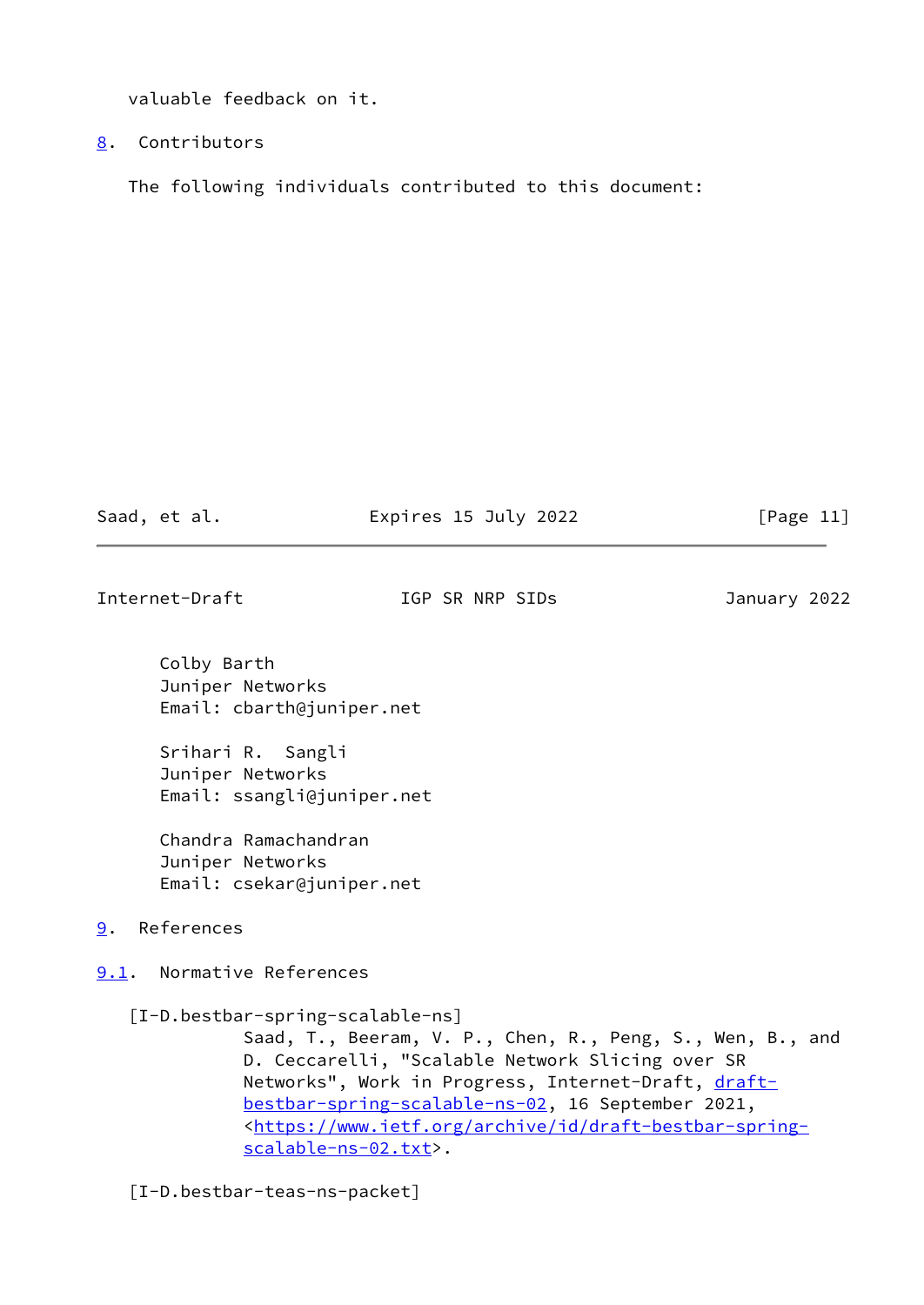valuable feedback on it.

## 8. Contributors

The following individuals contributed to this document:

Colby Barth
Juniper Networks
Email: cbarth@juniper.net

Srihari R. Sangli
Juniper Networks
Email: ssangli@juniper.net

Chandra Ramachandran
Juniper Networks
Email: csekar@juniper.net

## 9. References

### 9.1. Normative References

[I-D.bestbar-spring-scalable-ns]
Saad, T., Beeram, V. P., Chen, R., Peng, S., Wen, B., and D. Ceccarelli, "Scalable Network Slicing over SR Networks", Work in Progress, Internet-Draft, draft-bestbar-spring-scalable-ns-02, 16 September 2021, <https://www.ietf.org/archive/id/draft-bestbar-spring-scalable-ns-02.txt>.

[I-D.bestbar-teas-ns-packet]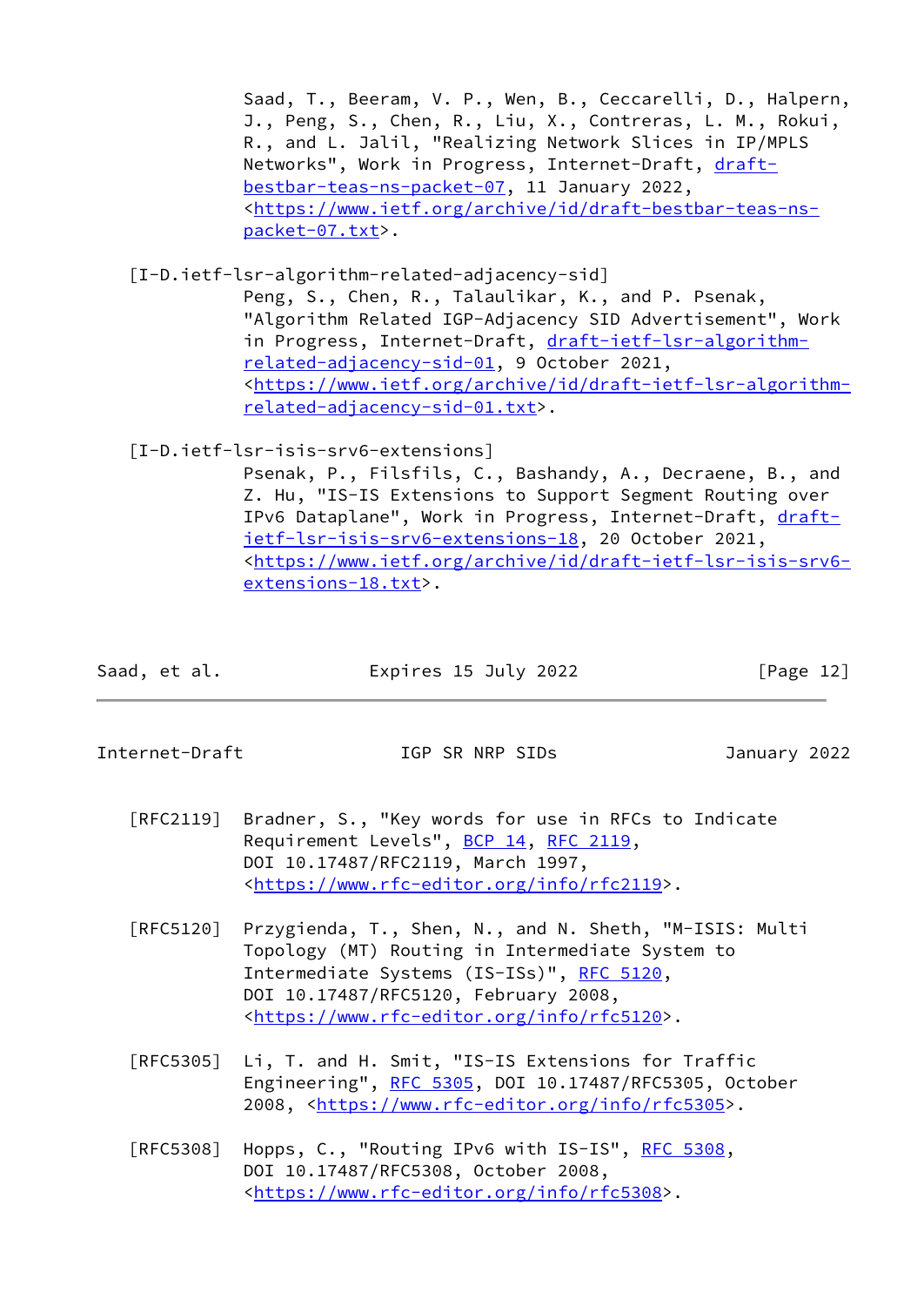Saad, T., Beeram, V. P., Wen, B., Ceccarelli, D., Halpern, J., Peng, S., Chen, R., Liu, X., Contreras, L. M., Rokui, R., and L. Jalil, "Realizing Network Slices in IP/MPLS Networks", Work in Progress, Internet-Draft, draft-bestbar-teas-ns-packet-07, 11 January 2022, <https://www.ietf.org/archive/id/draft-bestbar-teas-ns-packet-07.txt>.

[I-D.ietf-lsr-algorithm-related-adjacency-sid]
Peng, S., Chen, R., Talaulikar, K., and P. Psenak, "Algorithm Related IGP-Adjacency SID Advertisement", Work in Progress, Internet-Draft, draft-ietf-lsr-algorithm-related-adjacency-sid-01, 9 October 2021, <https://www.ietf.org/archive/id/draft-ietf-lsr-algorithm-related-adjacency-sid-01.txt>.

[I-D.ietf-lsr-isis-srv6-extensions]
Psenak, P., Filsfils, C., Bashandy, A., Decraene, B., and Z. Hu, "IS-IS Extensions to Support Segment Routing over IPv6 Dataplane", Work in Progress, Internet-Draft, draft-ietf-lsr-isis-srv6-extensions-18, 20 October 2021, <https://www.ietf.org/archive/id/draft-ietf-lsr-isis-srv6-extensions-18.txt>.

[RFC2119] Bradner, S., "Key words for use in RFCs to Indicate Requirement Levels", BCP 14, RFC 2119, DOI 10.17487/RFC2119, March 1997, <https://www.rfc-editor.org/info/rfc2119>.

[RFC5120] Przygienda, T., Shen, N., and N. Sheth, "M-ISIS: Multi Topology (MT) Routing in Intermediate System to Intermediate Systems (IS-ISs)", RFC 5120, DOI 10.17487/RFC5120, February 2008, <https://www.rfc-editor.org/info/rfc5120>.

[RFC5305] Li, T. and H. Smit, "IS-IS Extensions for Traffic Engineering", RFC 5305, DOI 10.17487/RFC5305, October 2008, <https://www.rfc-editor.org/info/rfc5305>.

[RFC5308] Hopps, C., "Routing IPv6 with IS-IS", RFC 5308, DOI 10.17487/RFC5308, October 2008, <https://www.rfc-editor.org/info/rfc5308>.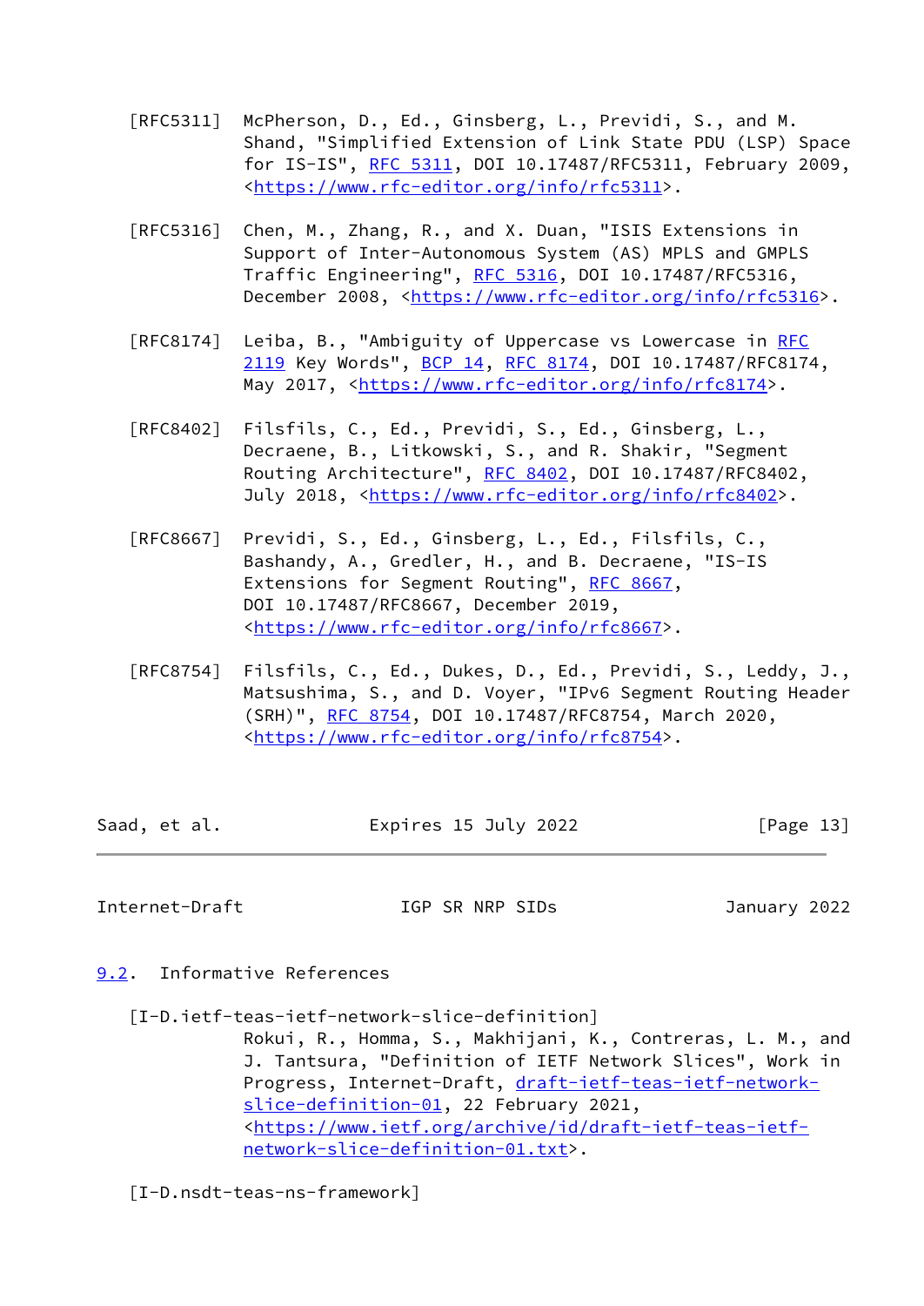[RFC5311] McPherson, D., Ed., Ginsberg, L., Previdi, S., and M. Shand, "Simplified Extension of Link State PDU (LSP) Space for IS-IS", RFC 5311, DOI 10.17487/RFC5311, February 2009, <https://www.rfc-editor.org/info/rfc5311>.

[RFC5316] Chen, M., Zhang, R., and X. Duan, "ISIS Extensions in Support of Inter-Autonomous System (AS) MPLS and GMPLS Traffic Engineering", RFC 5316, DOI 10.17487/RFC5316, December 2008, <https://www.rfc-editor.org/info/rfc5316>.

[RFC8174] Leiba, B., "Ambiguity of Uppercase vs Lowercase in RFC 2119 Key Words", BCP 14, RFC 8174, DOI 10.17487/RFC8174, May 2017, <https://www.rfc-editor.org/info/rfc8174>.

[RFC8402] Filsfils, C., Ed., Previdi, S., Ed., Ginsberg, L., Decraene, B., Litkowski, S., and R. Shakir, "Segment Routing Architecture", RFC 8402, DOI 10.17487/RFC8402, July 2018, <https://www.rfc-editor.org/info/rfc8402>.

[RFC8667] Previdi, S., Ed., Ginsberg, L., Ed., Filsfils, C., Bashandy, A., Gredler, H., and B. Decraene, "IS-IS Extensions for Segment Routing", RFC 8667, DOI 10.17487/RFC8667, December 2019, <https://www.rfc-editor.org/info/rfc8667>.

[RFC8754] Filsfils, C., Ed., Dukes, D., Ed., Previdi, S., Leddy, J., Matsushima, S., and D. Voyer, "IPv6 Segment Routing Header (SRH)", RFC 8754, DOI 10.17487/RFC8754, March 2020, <https://www.rfc-editor.org/info/rfc8754>.

## 9.2. Informative References

[I-D.ietf-teas-ietf-network-slice-definition]
Rokui, R., Homma, S., Makhijani, K., Contreras, L. M., and J. Tantsura, "Definition of IETF Network Slices", Work in Progress, Internet-Draft, draft-ietf-teas-ietf-network-slice-definition-01, 22 February 2021, <https://www.ietf.org/archive/id/draft-ietf-teas-ietf-network-slice-definition-01.txt>.

[I-D.nsdt-teas-ns-framework]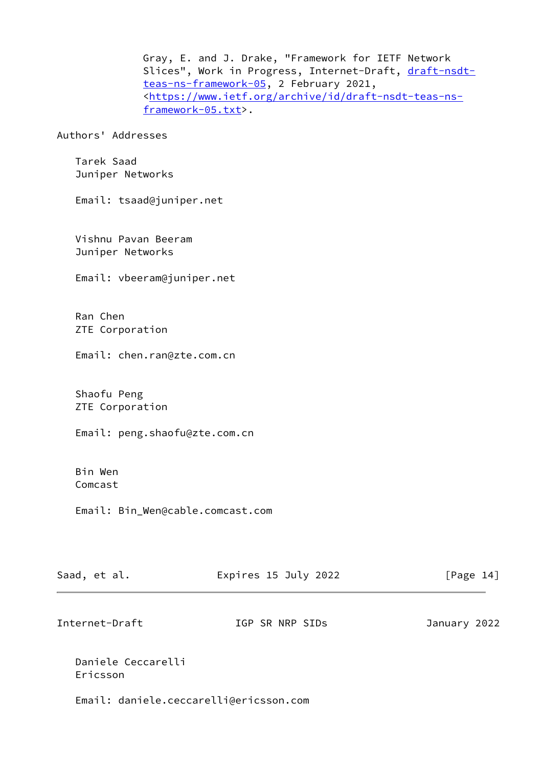Gray, E. and J. Drake, "Framework for IETF Network Slices", Work in Progress, Internet-Draft, draft-nsdt-teas-ns-framework-05, 2 February 2021, <https://www.ietf.org/archive/id/draft-nsdt-teas-ns-framework-05.txt>.

## Authors' Addresses

Tarek Saad
Juniper Networks

Email: tsaad@juniper.net

Vishnu Pavan Beeram
Juniper Networks

Email: vbeeram@juniper.net

Ran Chen
ZTE Corporation

Email: chen.ran@zte.com.cn

Shaofu Peng
ZTE Corporation

Email: peng.shaofu@zte.com.cn

Bin Wen
Comcast

Email: Bin_Wen@cable.comcast.com

Daniele Ceccarelli
Ericsson

Email: daniele.ceccarelli@ericsson.com